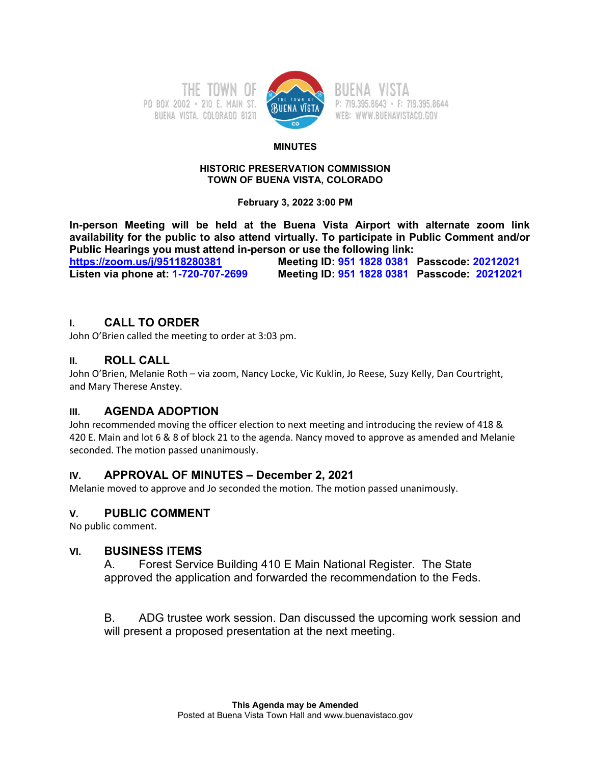THE TOWN OF BUENA VISTA
PO BOX 2002 • 210 E. MAIN ST.
BUENA VISTA, COLORADO 81211
P: 719.395.8643 • F: 719.395.8644
WEB: WWW.BUENAVISTACO.GOV

**MINUTES**

**HISTORIC PRESERVATION COMMISSION**
**TOWN OF BUENA VISTA, COLORADO**

**February 3, 2022 3:00 PM**

**In-person Meeting will be held at the Buena Vista Airport with alternate zoom link availability for the public to also attend virtually. To participate in Public Comment and/or Public Hearings you must attend in-person or use the following link:**
**https://zoom.us/j/95118280381** **Meeting ID: 951 1828 0381 Passcode: 20212021**
**Listen via phone at: 1-720-707-2699** **Meeting ID: 951 1828 0381 Passcode: 20212021**

## I. CALL TO ORDER

John O'Brien called the meeting to order at 3:03 pm.

## II. ROLL CALL

John O'Brien, Melanie Roth – via zoom, Nancy Locke, Vic Kuklin, Jo Reese, Suzy Kelly, Dan Courtright, and Mary Therese Anstey.

## III. AGENDA ADOPTION

John recommended moving the officer election to next meeting and introducing the review of 418 & 420 E. Main and lot 6 & 8 of block 21 to the agenda. Nancy moved to approve as amended and Melanie seconded. The motion passed unanimously.

## IV. APPROVAL OF MINUTES – December 2, 2021

Melanie moved to approve and Jo seconded the motion. The motion passed unanimously.

## V. PUBLIC COMMENT

No public comment.

## VI. BUSINESS ITEMS

A. Forest Service Building 410 E Main National Register. The State approved the application and forwarded the recommendation to the Feds.

B. ADG trustee work session. Dan discussed the upcoming work session and will present a proposed presentation at the next meeting.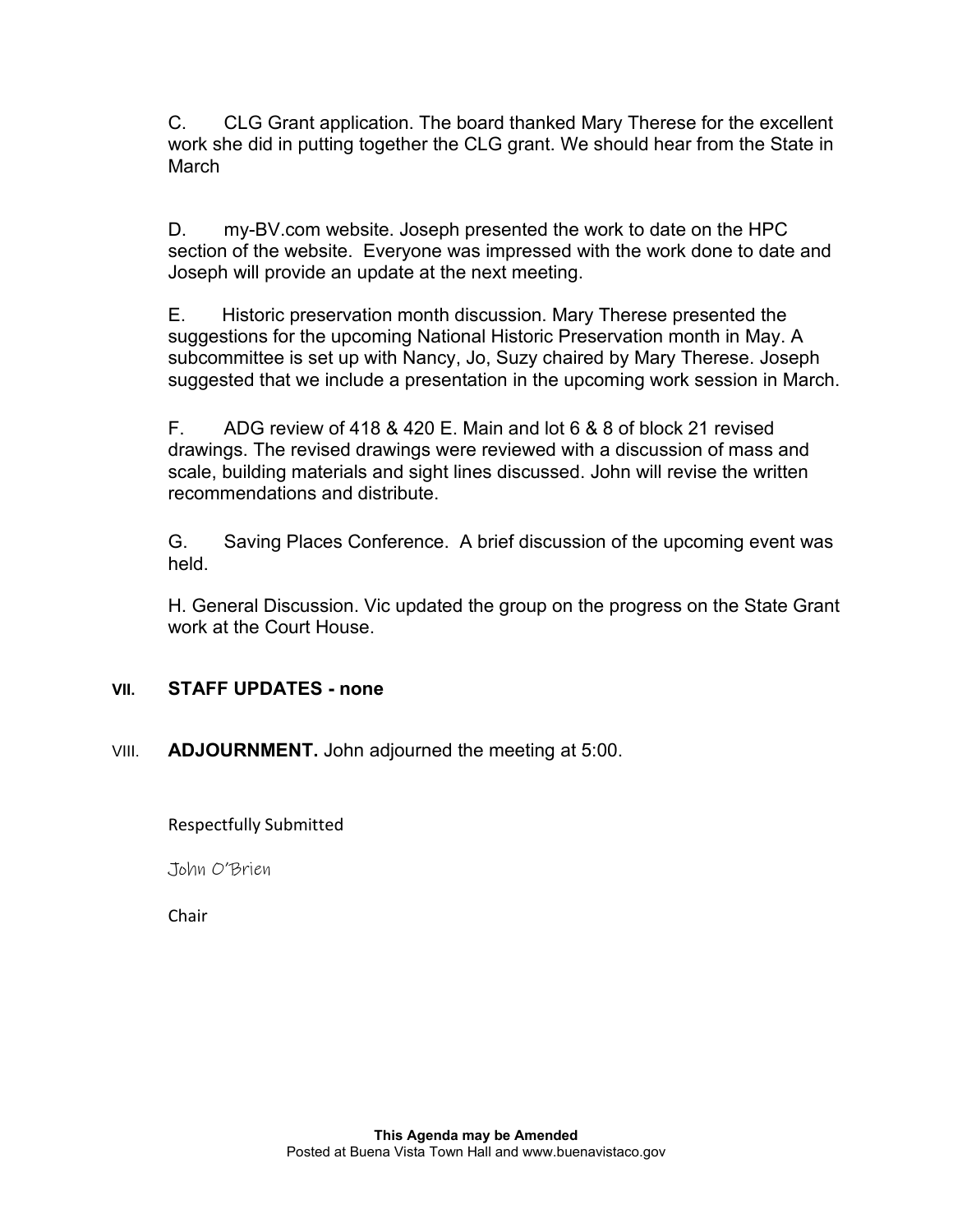C. CLG Grant application. The board thanked Mary Therese for the excellent work she did in putting together the CLG grant. We should hear from the State in March

D. my-BV.com website. Joseph presented the work to date on the HPC section of the website. Everyone was impressed with the work done to date and Joseph will provide an update at the next meeting.

E. Historic preservation month discussion. Mary Therese presented the suggestions for the upcoming National Historic Preservation month in May. A subcommittee is set up with Nancy, Jo, Suzy chaired by Mary Therese. Joseph suggested that we include a presentation in the upcoming work session in March.

F. ADG review of 418 & 420 E. Main and lot 6 & 8 of block 21 revised drawings. The revised drawings were reviewed with a discussion of mass and scale, building materials and sight lines discussed. John will revise the written recommendations and distribute.

G. Saving Places Conference. A brief discussion of the upcoming event was held.

H. General Discussion. Vic updated the group on the progress on the State Grant work at the Court House.

## VII. STAFF UPDATES - none

VIII. **ADJOURNMENT.** John adjourned the meeting at 5:00.

Respectfully Submitted

John O'Brien

Chair

**This Agenda may be Amended**
Posted at Buena Vista Town Hall and www.buenavistaco.gov